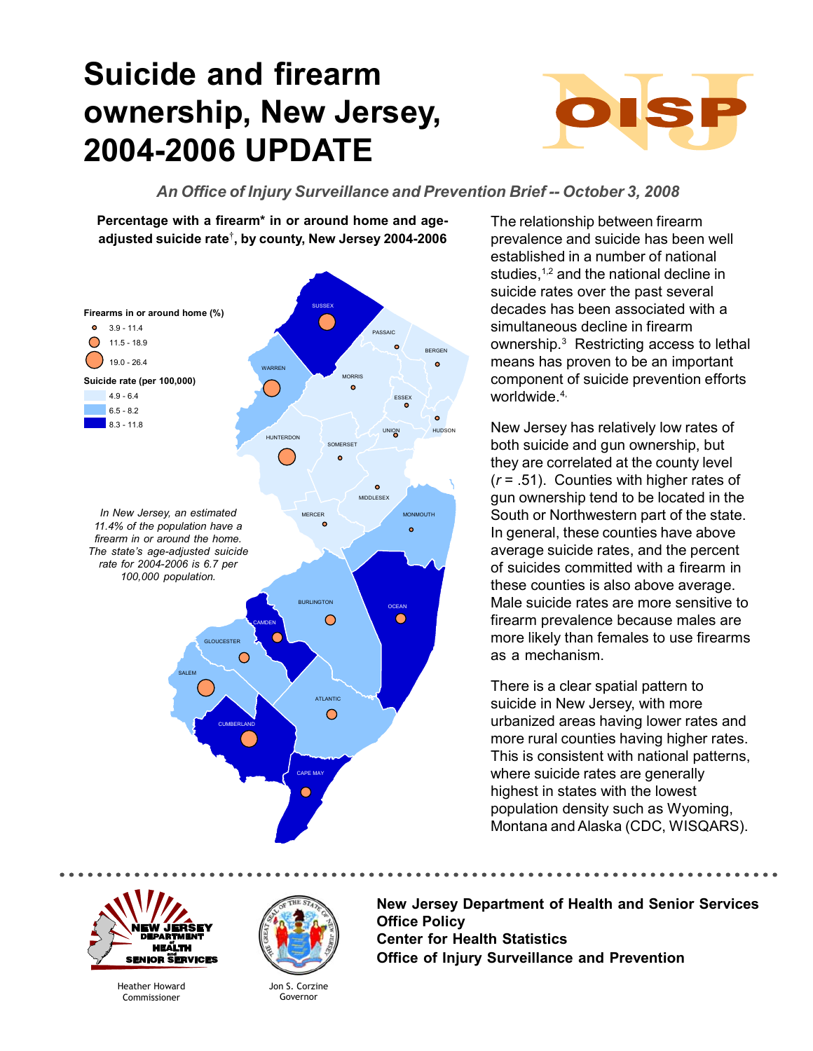# Suicide and firearm ownership, New Jersey, 2004-2006 UPDATE

*An Office of Injury Surveillance and Prevention Brief -- October 3, 2008*

**Percentage with a firearm* in or around home and age-adjusted suicide rate†, by county, New Jersey 2004-2006**

**Firearms in or around home (%)**
- 3.9 - 11.4
- 11.5 - 18.9
- 19.0 - 26.4

**Suicide rate (per 100,000)**
- 4.9 - 6.4
- 6.5 - 8.2
- 8.3 - 11.8

SUSSEX, PASSAIC, BERGEN, WARREN, MORRIS, ESSEX, HUDSON, UNION, HUNTERDON, SOMERSET, MIDDLESEX, MERCER, MONMOUTH, BURLINGTON, OCEAN, CAMDEN, GLOUCESTER, SALEM, ATLANTIC, CUMBERLAND, CAPE MAY

*In New Jersey, an estimated 11.4% of the population have a firearm in or around the home. The state's age-adjusted suicide rate for 2004-2006 is 6.7 per 100,000 population.*

The relationship between firearm prevalence and suicide has been well established in a number of national studies,[1,2] and the national decline in suicide rates over the past several decades has been associated with a simultaneous decline in firearm ownership.[3] Restricting access to lethal means has proven to be an important component of suicide prevention efforts worldwide.[4,]

New Jersey has relatively low rates of both suicide and gun ownership, but they are correlated at the county level ($r$ = .51). Counties with higher rates of gun ownership tend to be located in the South or Northwestern part of the state. In general, these counties have above average suicide rates, and the percent of suicides committed with a firearm in these counties is also above average. Male suicide rates are more sensitive to firearm prevalence because males are more likely than females to use firearms as a mechanism.

There is a clear spatial pattern to suicide in New Jersey, with more urbanized areas having lower rates and more rural counties having higher rates. This is consistent with national patterns, where suicide rates are generally highest in states with the lowest population density such as Wyoming, Montana and Alaska (CDC, WISQARS).

NEW JERSEY DEPARTMENT of HEALTH and SENIOR SERVICES

Heather Howard
Commissioner

Jon S. Corzine
Governor

**New Jersey Department of Health and Senior Services**
**Office Policy**
**Center for Health Statistics**
**Office of Injury Surveillance and Prevention**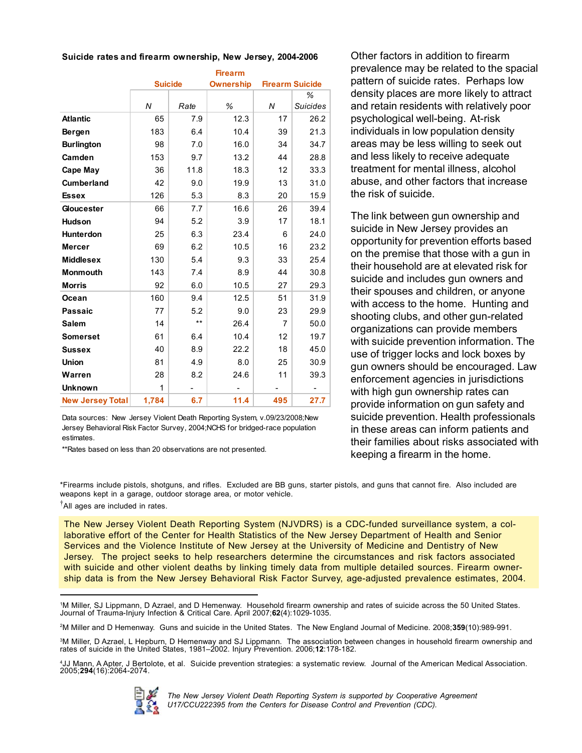**Suicide rates and firearm ownership, New Jersey, 2004-2006**

| | Suicide | | Firearm Ownership | Firearm Suicide | |
|---|---|---|---|---|---|
| | N | Rate | % | N | % Suicides |
| **Atlantic** | 65 | 7.9 | 12.3 | 17 | 26.2 |
| **Bergen** | 183 | 6.4 | 10.4 | 39 | 21.3 |
| **Burlington** | 98 | 7.0 | 16.0 | 34 | 34.7 |
| **Camden** | 153 | 9.7 | 13.2 | 44 | 28.8 |
| **Cape May** | 36 | 11.8 | 18.3 | 12 | 33.3 |
| **Cumberland** | 42 | 9.0 | 19.9 | 13 | 31.0 |
| **Essex** | 126 | 5.3 | 8.3 | 20 | 15.9 |
| **Gloucester** | 66 | 7.7 | 16.6 | 26 | 39.4 |
| **Hudson** | 94 | 5.2 | 3.9 | 17 | 18.1 |
| **Hunterdon** | 25 | 6.3 | 23.4 | 6 | 24.0 |
| **Mercer** | 69 | 6.2 | 10.5 | 16 | 23.2 |
| **Middlesex** | 130 | 5.4 | 9.3 | 33 | 25.4 |
| **Monmouth** | 143 | 7.4 | 8.9 | 44 | 30.8 |
| **Morris** | 92 | 6.0 | 10.5 | 27 | 29.3 |
| **Ocean** | 160 | 9.4 | 12.5 | 51 | 31.9 |
| **Passaic** | 77 | 5.2 | 9.0 | 23 | 29.9 |
| **Salem** | 14 | ** | 26.4 | 7 | 50.0 |
| **Somerset** | 61 | 6.4 | 10.4 | 12 | 19.7 |
| **Sussex** | 40 | 8.9 | 22.2 | 18 | 45.0 |
| **Union** | 81 | 4.9 | 8.0 | 25 | 30.9 |
| **Warren** | 28 | 8.2 | 24.6 | 11 | 39.3 |
| **Unknown** | 1 | - | - | - | - |
| **New Jersey Total** | **1,784** | **6.7** | **11.4** | **495** | **27.7** |

Data sources: New Jersey Violent Death Reporting System, v.09/23/2008;New Jersey Behavioral Risk Factor Survey, 2004;NCHS for bridged-race population estimates.

**Rates based on less than 20 observations are not presented.

Other factors in addition to firearm prevalence may be related to the spacial pattern of suicide rates. Perhaps low density places are more likely to attract and retain residents with relatively poor psychological well-being. At-risk individuals in low population density areas may be less willing to seek out and less likely to receive adequate treatment for mental illness, alcohol abuse, and other factors that increase the risk of suicide.

The link between gun ownership and suicide in New Jersey provides an opportunity for prevention efforts based on the premise that those with a gun in their household are at elevated risk for suicide and includes gun owners and their spouses and children, or anyone with access to the home. Hunting and shooting clubs, and other gun-related organizations can provide members with suicide prevention information. The use of trigger locks and lock boxes by gun owners should be encouraged. Law enforcement agencies in jurisdictions with high gun ownership rates can provide information on gun safety and suicide prevention. Health professionals in these areas can inform patients and their families about risks associated with keeping a firearm in the home.

*Firearms include pistols, shotguns, and rifles. Excluded are BB guns, starter pistols, and guns that cannot fire. Also included are weapons kept in a garage, outdoor storage area, or motor vehicle.

†All ages are included in rates.

The New Jersey Violent Death Reporting System (NJVDRS) is a CDC-funded surveillance system, a collaborative effort of the Center for Health Statistics of the New Jersey Department of Health and Senior Services and the Violence Institute of New Jersey at the University of Medicine and Dentistry of New Jersey. The project seeks to help researchers determine the circumstances and risk factors associated with suicide and other violent deaths by linking timely data from multiple detailed sources. Firearm ownership data is from the New Jersey Behavioral Risk Factor Survey, age-adjusted prevalence estimates, 2004.

---

[1] M Miller, SJ Lippmann, D Azrael, and D Hemenway. Household firearm ownership and rates of suicide across the 50 United States. Journal of Trauma-Injury Infection & Critical Care. April 2007;**62**(4):1029-1035.

[2] M Miller and D Hemenway. Guns and suicide in the United States. The New England Journal of Medicine. 2008;**359**(10):989-991.

[3] M Miller, D Azrael, L Hepburn, D Hemenway and SJ Lippmann. The association between changes in household firearm ownership and rates of suicide in the United States, 1981–2002. Injury Prevention. 2006;**12**:178-182.

[4] JJ Mann, A Apter, J Bertolote, et al. Suicide prevention strategies: a systematic review. Journal of the American Medical Association. 2005;**294**(16):2064-2074.

*The New Jersey Violent Death Reporting System is supported by Cooperative Agreement U17/CCU222395 from the Centers for Disease Control and Prevention (CDC).*